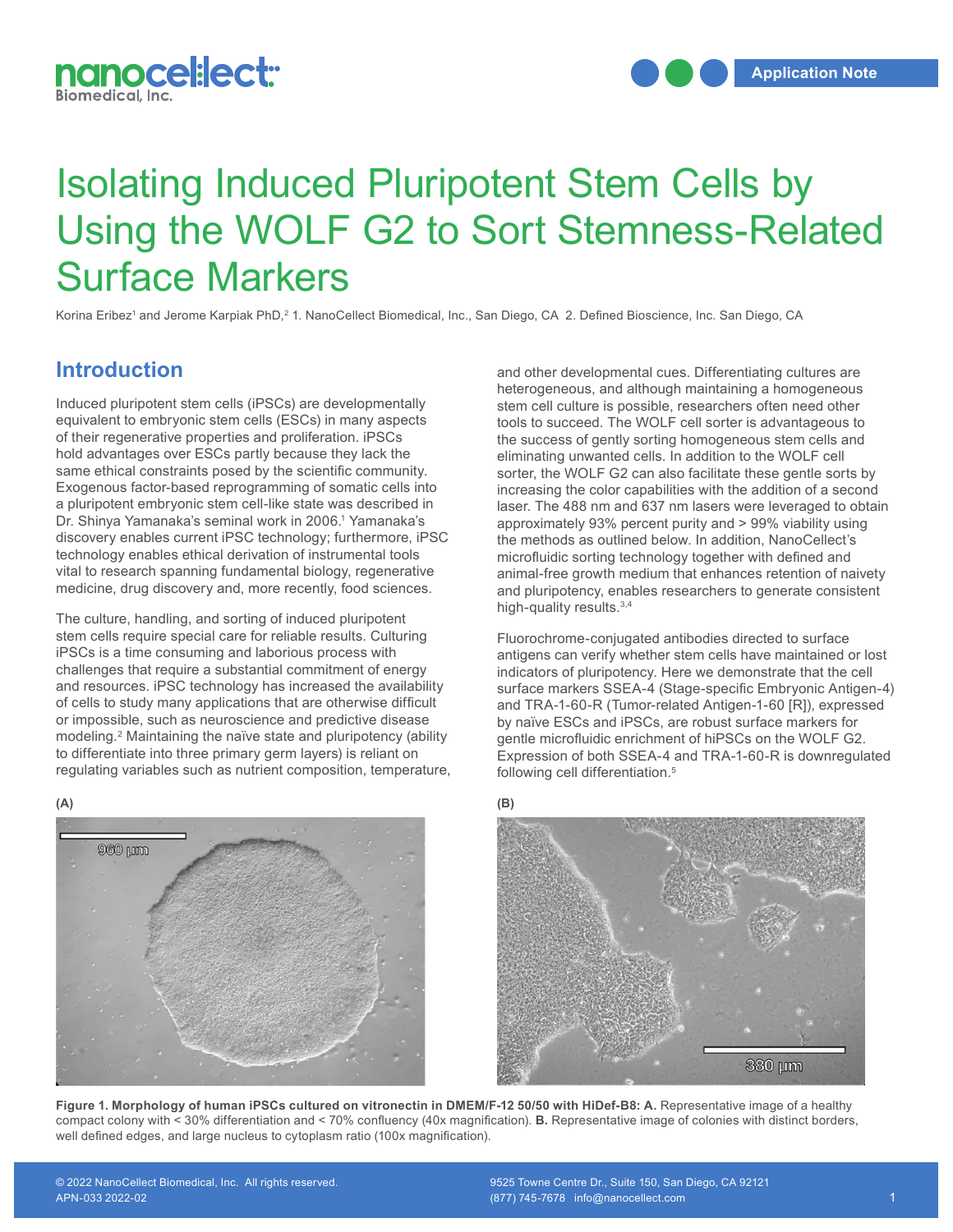# Isolating Induced Pluripotent Stem Cells by Using the WOLF G2 to Sort Stemness-Related Surface Markers

Korina Eribez[1] and Jerome Karpiak PhD,[2] 1. NanoCellect Biomedical, Inc., San Diego, CA 2. Defined Bioscience, Inc. San Diego, CA

## Introduction

Induced pluripotent stem cells (iPSCs) are developmentally equivalent to embryonic stem cells (ESCs) in many aspects of their regenerative properties and proliferation. iPSCs hold advantages over ESCs partly because they lack the same ethical constraints posed by the scientific community. Exogenous factor-based reprogramming of somatic cells into a pluripotent embryonic stem cell-like state was described in Dr. Shinya Yamanaka's seminal work in 2006.[1] Yamanaka's discovery enables current iPSC technology; furthermore, iPSC technology enables ethical derivation of instrumental tools vital to research spanning fundamental biology, regenerative medicine, drug discovery and, more recently, food sciences.

The culture, handling, and sorting of induced pluripotent stem cells require special care for reliable results. Culturing iPSCs is a time consuming and laborious process with challenges that require a substantial commitment of energy and resources. iPSC technology has increased the availability of cells to study many applications that are otherwise difficult or impossible, such as neuroscience and predictive disease modeling.[2] Maintaining the naïve state and pluripotency (ability to differentiate into three primary germ layers) is reliant on regulating variables such as nutrient composition, temperature, and other developmental cues. Differentiating cultures are heterogeneous, and although maintaining a homogeneous stem cell culture is possible, researchers often need other tools to succeed. The WOLF cell sorter is advantageous to the success of gently sorting homogeneous stem cells and eliminating unwanted cells. In addition to the WOLF cell sorter, the WOLF G2 can also facilitate these gentle sorts by increasing the color capabilities with the addition of a second laser. The 488 nm and 637 nm lasers were leveraged to obtain approximately 93% percent purity and > 99% viability using the methods as outlined below. In addition, NanoCellect's microfluidic sorting technology together with defined and animal-free growth medium that enhances retention of naivety and pluripotency, enables researchers to generate consistent high-quality results.[3,4]

Fluorochrome-conjugated antibodies directed to surface antigens can verify whether stem cells have maintained or lost indicators of pluripotency. Here we demonstrate that the cell surface markers SSEA-4 (Stage-specific Embryonic Antigen-4) and TRA-1-60-R (Tumor-related Antigen-1-60 [R]), expressed by naïve ESCs and iPSCs, are robust surface markers for gentle microfluidic enrichment of hiPSCs on the WOLF G2. Expression of both SSEA-4 and TRA-1-60-R is downregulated following cell differentiation.[5]

(A)

(B)

**Figure 1. Morphology of human iPSCs cultured on vitronectin in DMEM/F-12 50/50 with HiDef-B8: A.** Representative image of a healthy compact colony with < 30% differentiation and < 70% confluency (40x magnification). **B.** Representative image of colonies with distinct borders, well defined edges, and large nucleus to cytoplasm ratio (100x magnification).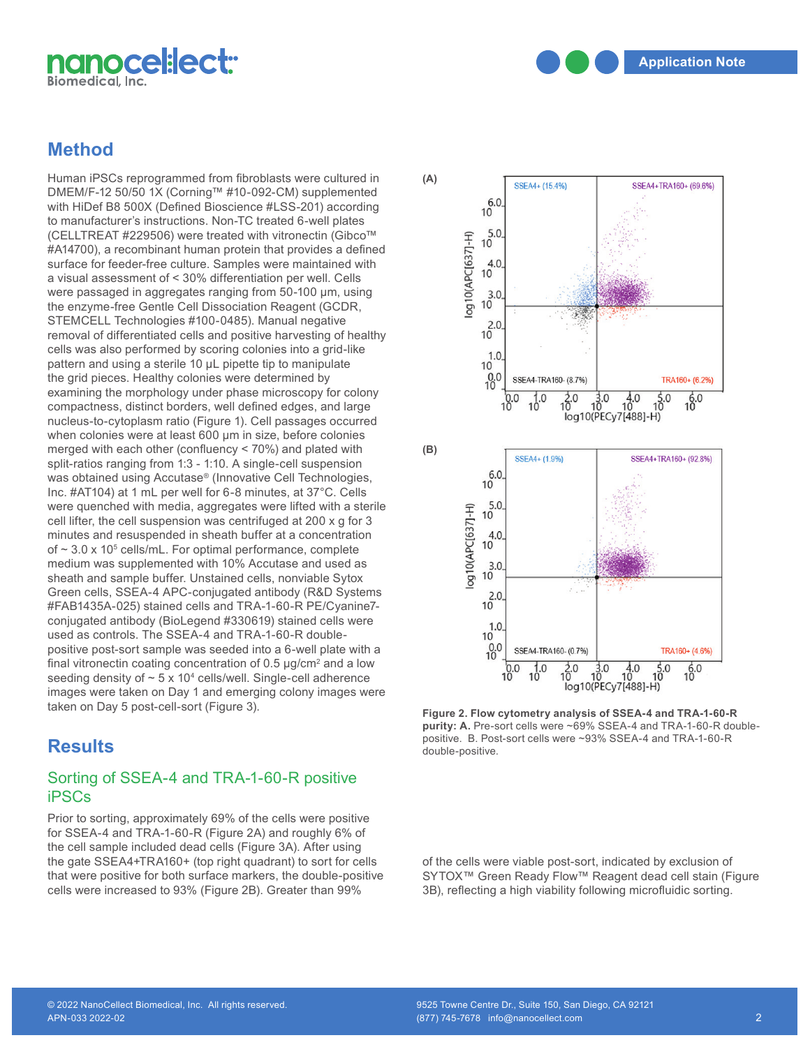## Method

Human iPSCs reprogrammed from fibroblasts were cultured in DMEM/F-12 50/50 1X (Corning™ #10-092-CM) supplemented with HiDef B8 500X (Defined Bioscience #LSS-201) according to manufacturer's instructions. Non-TC treated 6-well plates (CELLTREAT #229506) were treated with vitronectin (Gibco™ #A14700), a recombinant human protein that provides a defined surface for feeder-free culture. Samples were maintained with a visual assessment of < 30% differentiation per well. Cells were passaged in aggregates ranging from 50-100 µm, using the enzyme-free Gentle Cell Dissociation Reagent (GCDR, STEMCELL Technologies #100-0485). Manual negative removal of differentiated cells and positive harvesting of healthy cells was also performed by scoring colonies into a grid-like pattern and using a sterile 10 µL pipette tip to manipulate the grid pieces. Healthy colonies were determined by examining the morphology under phase microscopy for colony compactness, distinct borders, well defined edges, and large nucleus-to-cytoplasm ratio (Figure 1). Cell passages occurred when colonies were at least 600 µm in size, before colonies merged with each other (confluency < 70%) and plated with split-ratios ranging from 1:3 - 1:10. A single-cell suspension was obtained using Accutase® (Innovative Cell Technologies, Inc. #AT104) at 1 mL per well for 6-8 minutes, at 37°C. Cells were quenched with media, aggregates were lifted with a sterile cell lifter, the cell suspension was centrifuged at 200 x g for 3 minutes and resuspended in sheath buffer at a concentration of ~ $3.0 \times 10^5$ cells/mL. For optimal performance, complete medium was supplemented with 10% Accutase and used as sheath and sample buffer. Unstained cells, nonviable Sytox Green cells, SSEA-4 APC-conjugated antibody (R&D Systems #FAB1435A-025) stained cells and TRA-1-60-R PE/Cyanine7-conjugated antibody (BioLegend #330619) stained cells were used as controls. The SSEA-4 and TRA-1-60-R double-positive post-sort sample was seeded into a 6-well plate with a final vitronectin coating concentration of 0.5 µg/cm$^2$ and a low seeding density of ~ $5 \times 10^4$ cells/well. Single-cell adherence images were taken on Day 1 and emerging colony images were taken on Day 5 post-cell-sort (Figure 3).

**Figure 2. Flow cytometry analysis of SSEA-4 and TRA-1-60-R purity: A.** Pre-sort cells were ~69% SSEA-4 and TRA-1-60-R double-positive. B. Post-sort cells were ~93% SSEA-4 and TRA-1-60-R double-positive.

## Results

### Sorting of SSEA-4 and TRA-1-60-R positive iPSCs

Prior to sorting, approximately 69% of the cells were positive for SSEA-4 and TRA-1-60-R (Figure 2A) and roughly 6% of the cell sample included dead cells (Figure 3A). After using the gate SSEA4+TRA160+ (top right quadrant) to sort for cells that were positive for both surface markers, the double-positive cells were increased to 93% (Figure 2B). Greater than 99% of the cells were viable post-sort, indicated by exclusion of SYTOX™ Green Ready Flow™ Reagent dead cell stain (Figure 3B), reflecting a high viability following microfluidic sorting.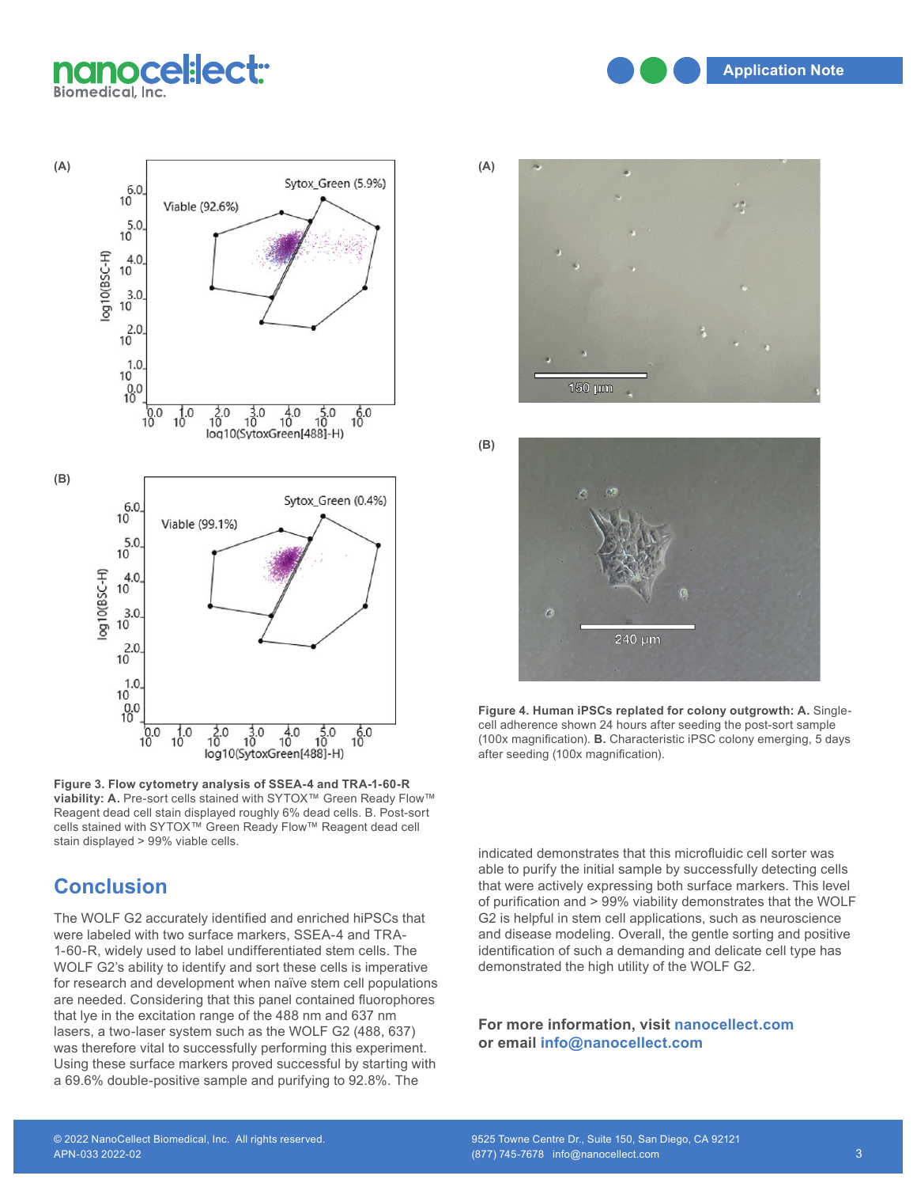**Figure 3. Flow cytometry analysis of SSEA-4 and TRA-1-60-R viability: A.** Pre-sort cells stained with SYTOX™ Green Ready Flow™ Reagent dead cell stain displayed roughly 6% dead cells. B. Post-sort cells stained with SYTOX™ Green Ready Flow™ Reagent dead cell stain displayed > 99% viable cells.

**Figure 4. Human iPSCs replated for colony outgrowth: A.** Single-cell adherence shown 24 hours after seeding the post-sort sample (100x magnification). **B.** Characteristic iPSC colony emerging, 5 days after seeding (100x magnification).

## Conclusion

The WOLF G2 accurately identified and enriched hiPSCs that were labeled with two surface markers, SSEA-4 and TRA-1-60-R, widely used to label undifferentiated stem cells. The WOLF G2's ability to identify and sort these cells is imperative for research and development when naïve stem cell populations are needed. Considering that this panel contained fluorophores that lye in the excitation range of the 488 nm and 637 nm lasers, a two-laser system such as the WOLF G2 (488, 637) was therefore vital to successfully performing this experiment. Using these surface markers proved successful by starting with a 69.6% double-positive sample and purifying to 92.8%. The indicated demonstrates that this microfluidic cell sorter was able to purify the initial sample by successfully detecting cells that were actively expressing both surface markers. This level of purification and > 99% viability demonstrates that the WOLF G2 is helpful in stem cell applications, such as neuroscience and disease modeling. Overall, the gentle sorting and positive identification of such a demanding and delicate cell type has demonstrated the high utility of the WOLF G2.

**For more information, visit nanocellect.com or email info@nanocellect.com**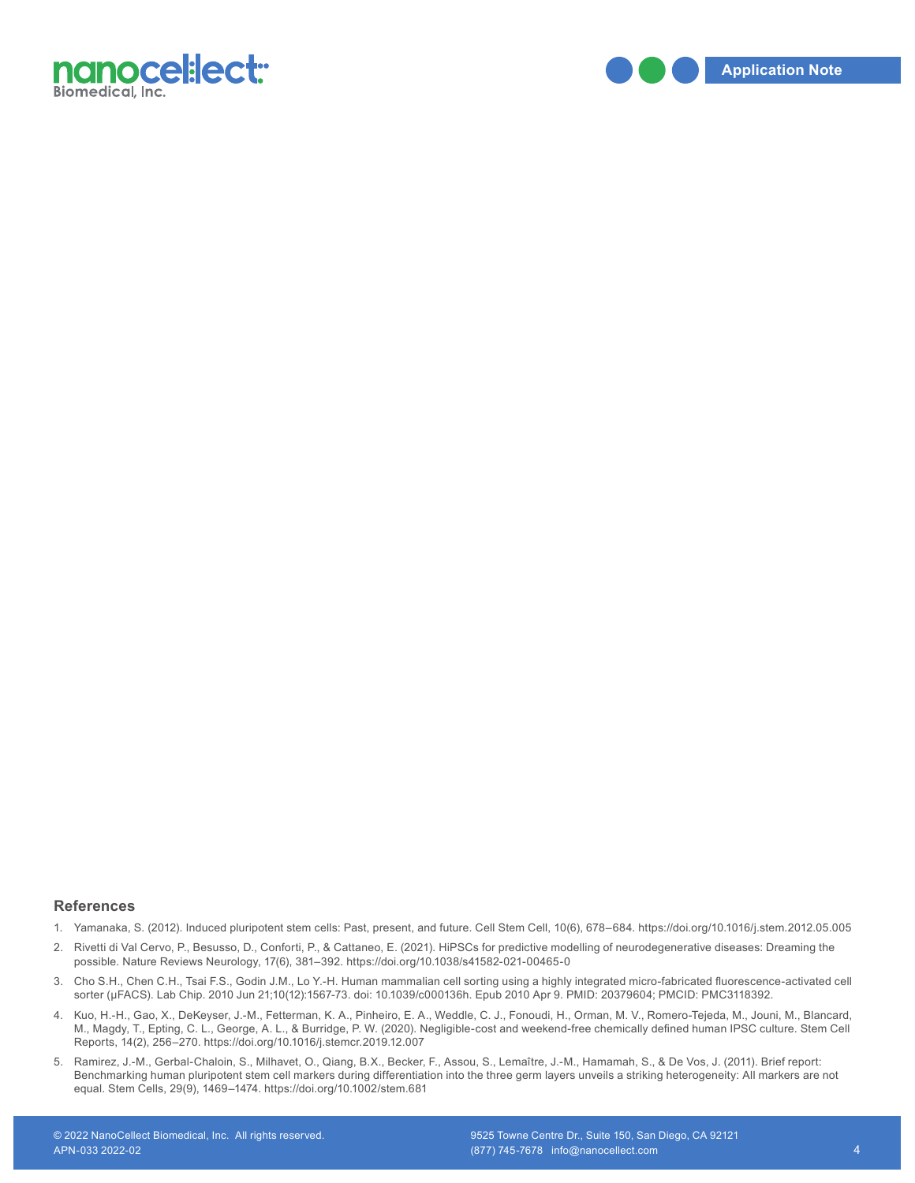## References

1. Yamanaka, S. (2012). Induced pluripotent stem cells: Past, present, and future. Cell Stem Cell, 10(6), 678–684. https://doi.org/10.1016/j.stem.2012.05.005
2. Rivetti di Val Cervo, P., Besusso, D., Conforti, P., & Cattaneo, E. (2021). HiPSCs for predictive modelling of neurodegenerative diseases: Dreaming the possible. Nature Reviews Neurology, 17(6), 381–392. https://doi.org/10.1038/s41582-021-00465-0
3. Cho S.H., Chen C.H., Tsai F.S., Godin J.M., Lo Y.-H. Human mammalian cell sorting using a highly integrated micro-fabricated fluorescence-activated cell sorter (μFACS). Lab Chip. 2010 Jun 21;10(12):1567-73. doi: 10.1039/c000136h. Epub 2010 Apr 9. PMID: 20379604; PMCID: PMC3118392.
4. Kuo, H.-H., Gao, X., DeKeyser, J.-M., Fetterman, K. A., Pinheiro, E. A., Weddle, C. J., Fonoudi, H., Orman, M. V., Romero-Tejeda, M., Jouni, M., Blancard, M., Magdy, T., Epting, C. L., George, A. L., & Burridge, P. W. (2020). Negligible-cost and weekend-free chemically defined human IPSC culture. Stem Cell Reports, 14(2), 256–270. https://doi.org/10.1016/j.stemcr.2019.12.007
5. Ramirez, J.-M., Gerbal-Chaloin, S., Milhavet, O., Qiang, B.X., Becker, F., Assou, S., Lemaître, J.-M., Hamamah, S., & De Vos, J. (2011). Brief report: Benchmarking human pluripotent stem cell markers during differentiation into the three germ layers unveils a striking heterogeneity: All markers are not equal. Stem Cells, 29(9), 1469–1474. https://doi.org/10.1002/stem.681